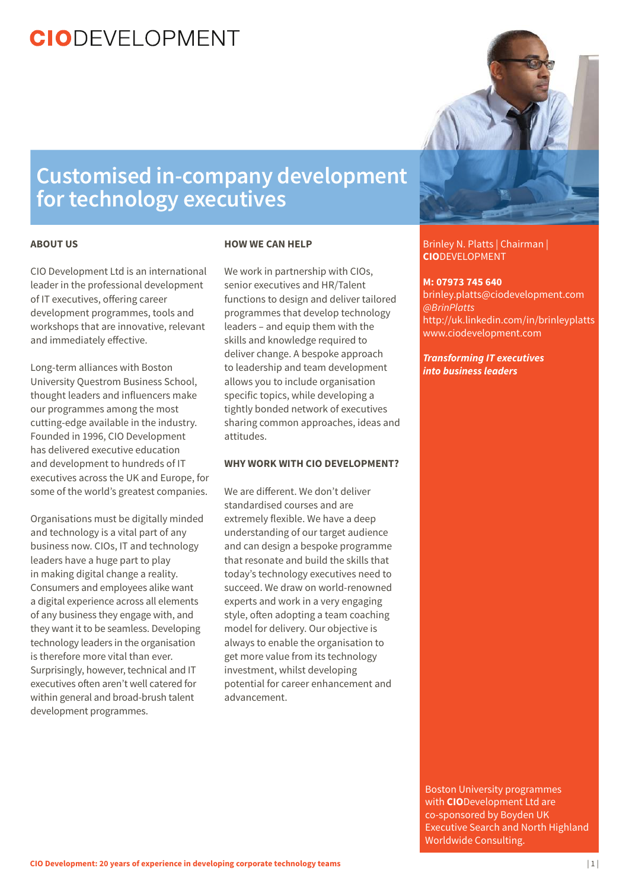**CIO**DEVELOPMENT

# Customised in-company development for technology executives

## ABOUT US

CIO Development Ltd is an international leader in the professional development of IT executives, offering career development programmes, tools and workshops that are innovative, relevant and immediately effective.

Long-term alliances with Boston University Questrom Business School, thought leaders and influencers make our programmes among the most cutting-edge available in the industry. Founded in 1996, CIO Development has delivered executive education and development to hundreds of IT executives across the UK and Europe, for some of the world's greatest companies.

Organisations must be digitally minded and technology is a vital part of any business now. CIOs, IT and technology leaders have a huge part to play in making digital change a reality. Consumers and employees alike want a digital experience across all elements of any business they engage with, and they want it to be seamless. Developing technology leaders in the organisation is therefore more vital than ever. Surprisingly, however, technical and IT executives often aren't well catered for within general and broad-brush talent development programmes.

## HOW WE CAN HELP

We work in partnership with CIOs, senior executives and HR/Talent functions to design and deliver tailored programmes that develop technology leaders – and equip them with the skills and knowledge required to deliver change. A bespoke approach to leadership and team development allows you to include organisation specific topics, while developing a tightly bonded network of executives sharing common approaches, ideas and attitudes.

## WHY WORK WITH CIO DEVELOPMENT?

We are different. We don't deliver standardised courses and are extremely flexible. We have a deep understanding of our target audience and can design a bespoke programme that resonate and build the skills that today's technology executives need to succeed. We draw on world-renowned experts and work in a very engaging style, often adopting a team coaching model for delivery. Our objective is always to enable the organisation to get more value from its technology investment, whilst developing potential for career enhancement and advancement.

Brinley N. Platts | Chairman | **CIO**DEVELOPMENT

**M: 07973 745 640**
brinley.platts@ciodevelopment.com
*@BrinPlatts*
http://uk.linkedin.com/in/brinleyplatts
www.ciodevelopment.com

***Transforming IT executives into business leaders***

Boston University programmes with **CIO**Development Ltd are co-sponsored by Boyden UK Executive Search and North Highland Worldwide Consulting.

**CIO Development: 20 years of experience in developing corporate technology teams**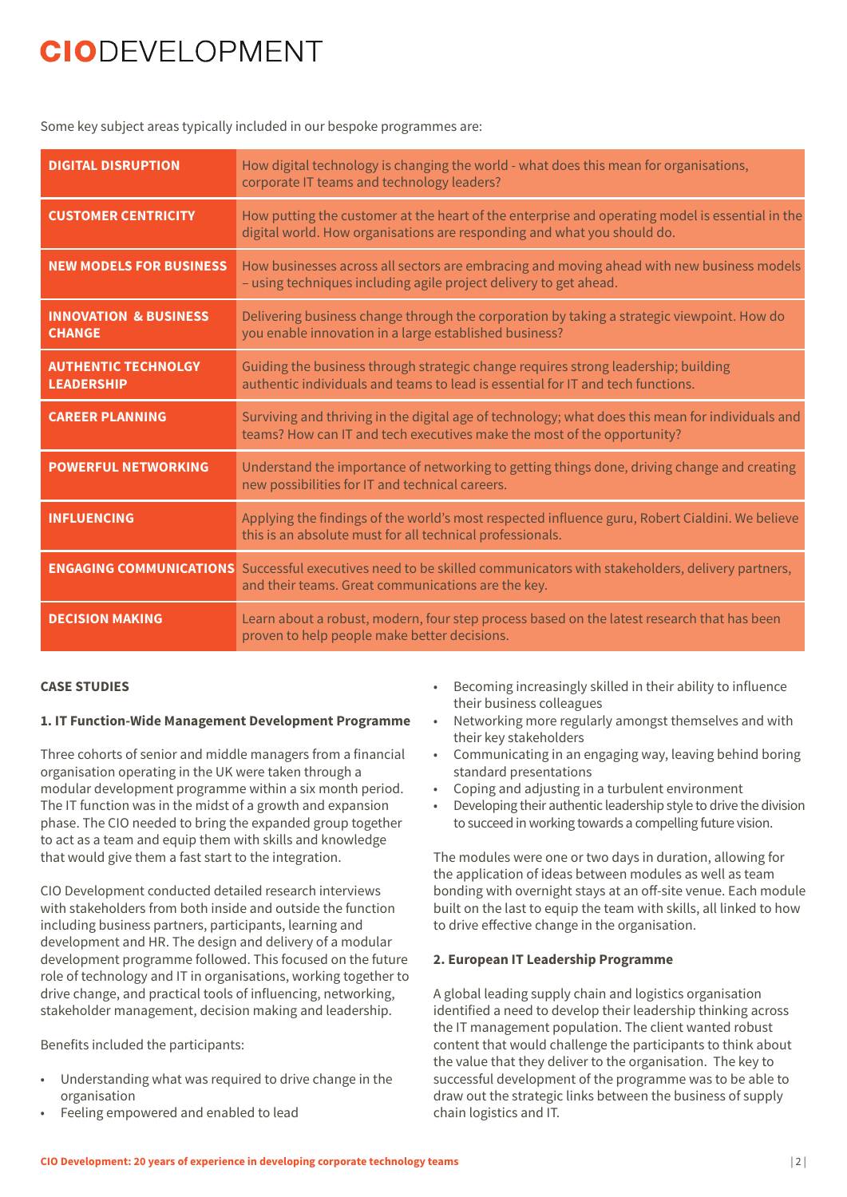# CIODEVELOPMENT

Some key subject areas typically included in our bespoke programmes are:

| | |
|---|---|
| **DIGITAL DISRUPTION** | How digital technology is changing the world - what does this mean for organisations, corporate IT teams and technology leaders? |
| **CUSTOMER CENTRICITY** | How putting the customer at the heart of the enterprise and operating model is essential in the digital world. How organisations are responding and what you should do. |
| **NEW MODELS FOR BUSINESS** | How businesses across all sectors are embracing and moving ahead with new business models – using techniques including agile project delivery to get ahead. |
| **INNOVATION & BUSINESS CHANGE** | Delivering business change through the corporation by taking a strategic viewpoint. How do you enable innovation in a large established business? |
| **AUTHENTIC TECHNOLGY LEADERSHIP** | Guiding the business through strategic change requires strong leadership; building authentic individuals and teams to lead is essential for IT and tech functions. |
| **CAREER PLANNING** | Surviving and thriving in the digital age of technology; what does this mean for individuals and teams? How can IT and tech executives make the most of the opportunity? |
| **POWERFUL NETWORKING** | Understand the importance of networking to getting things done, driving change and creating new possibilities for IT and technical careers. |
| **INFLUENCING** | Applying the findings of the world's most respected influence guru, Robert Cialdini. We believe this is an absolute must for all technical professionals. |
| **ENGAGING COMMUNICATIONS** | Successful executives need to be skilled communicators with stakeholders, delivery partners, and their teams. Great communications are the key. |
| **DECISION MAKING** | Learn about a robust, modern, four step process based on the latest research that has been proven to help people make better decisions. |

**CASE STUDIES**

**1. IT Function-Wide Management Development Programme**

Three cohorts of senior and middle managers from a financial organisation operating in the UK were taken through a modular development programme within a six month period. The IT function was in the midst of a growth and expansion phase. The CIO needed to bring the expanded group together to act as a team and equip them with skills and knowledge that would give them a fast start to the integration.

CIO Development conducted detailed research interviews with stakeholders from both inside and outside the function including business partners, participants, learning and development and HR. The design and delivery of a modular development programme followed. This focused on the future role of technology and IT in organisations, working together to drive change, and practical tools of influencing, networking, stakeholder management, decision making and leadership.

Benefits included the participants:

- Understanding what was required to drive change in the organisation
- Feeling empowered and enabled to lead
- Becoming increasingly skilled in their ability to influence their business colleagues
- Networking more regularly amongst themselves and with their key stakeholders
- Communicating in an engaging way, leaving behind boring standard presentations
- Coping and adjusting in a turbulent environment
- Developing their authentic leadership style to drive the division to succeed in working towards a compelling future vision.

The modules were one or two days in duration, allowing for the application of ideas between modules as well as team bonding with overnight stays at an off-site venue. Each module built on the last to equip the team with skills, all linked to how to drive effective change in the organisation.

**2. European IT Leadership Programme**

A global leading supply chain and logistics organisation identified a need to develop their leadership thinking across the IT management population. The client wanted robust content that would challenge the participants to think about the value that they deliver to the organisation. The key to successful development of the programme was to be able to draw out the strategic links between the business of supply chain logistics and IT.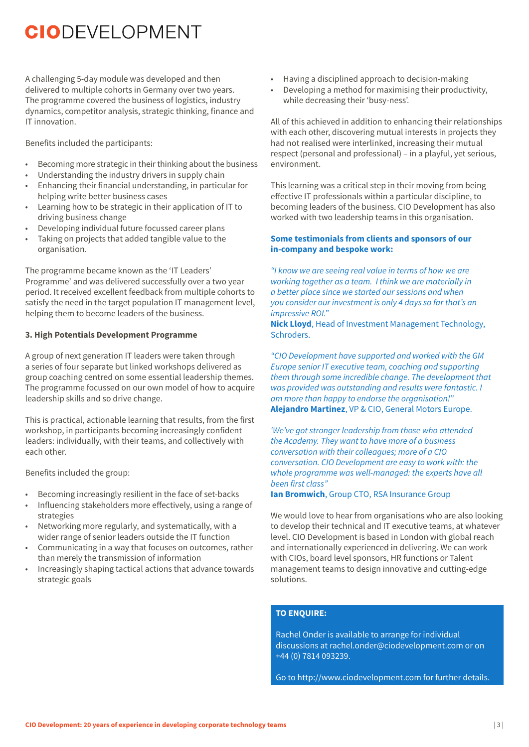A challenging 5-day module was developed and then delivered to multiple cohorts in Germany over two years. The programme covered the business of logistics, industry dynamics, competitor analysis, strategic thinking, finance and IT innovation.

Benefits included the participants:

- Becoming more strategic in their thinking about the business
- Understanding the industry drivers in supply chain
- Enhancing their financial understanding, in particular for helping write better business cases
- Learning how to be strategic in their application of IT to driving business change
- Developing individual future focussed career plans
- Taking on projects that added tangible value to the organisation.

The programme became known as the 'IT Leaders' Programme' and was delivered successfully over a two year period. It received excellent feedback from multiple cohorts to satisfy the need in the target population IT management level, helping them to become leaders of the business.

**3. High Potentials Development Programme**

A group of next generation IT leaders were taken through a series of four separate but linked workshops delivered as group coaching centred on some essential leadership themes. The programme focussed on our own model of how to acquire leadership skills and so drive change.

This is practical, actionable learning that results, from the first workshop, in participants becoming increasingly confident leaders: individually, with their teams, and collectively with each other.

Benefits included the group:

- Becoming increasingly resilient in the face of set-backs
- Influencing stakeholders more effectively, using a range of strategies
- Networking more regularly, and systematically, with a wider range of senior leaders outside the IT function
- Communicating in a way that focuses on outcomes, rather than merely the transmission of information
- Increasingly shaping tactical actions that advance towards strategic goals
- Having a disciplined approach to decision-making
- Developing a method for maximising their productivity, while decreasing their 'busy-ness'.

All of this achieved in addition to enhancing their relationships with each other, discovering mutual interests in projects they had not realised were interlinked, increasing their mutual respect (personal and professional) – in a playful, yet serious, environment.

This learning was a critical step in their moving from being effective IT professionals within a particular discipline, to becoming leaders of the business. CIO Development has also worked with two leadership teams in this organisation.

**Some testimonials from clients and sponsors of our in-company and bespoke work:**

*"I know we are seeing real value in terms of how we are working together as a team. I think we are materially in a better place since we started our sessions and when you consider our investment is only 4 days so far that's an impressive ROI."*
**Nick Lloyd**, Head of Investment Management Technology, Schroders.

*"CIO Development have supported and worked with the GM Europe senior IT executive team, coaching and supporting them through some incredible change. The development that was provided was outstanding and results were fantastic. I am more than happy to endorse the organisation!"*
**Alejandro Martinez**, VP & CIO, General Motors Europe.

*'We've got stronger leadership from those who attended the Academy. They want to have more of a business conversation with their colleagues; more of a CIO conversation. CIO Development are easy to work with: the whole programme was well-managed: the experts have all been first class"*
**Ian Bromwich**, Group CTO, RSA Insurance Group

We would love to hear from organisations who are also looking to develop their technical and IT executive teams, at whatever level. CIO Development is based in London with global reach and internationally experienced in delivering. We can work with CIOs, board level sponsors, HR functions or Talent management teams to design innovative and cutting-edge solutions.

**TO ENQUIRE:**

Rachel Onder is available to arrange for individual discussions at rachel.onder@ciodevelopment.com or on +44 (0) 7814 093239.

Go to http://www.ciodevelopment.com for further details.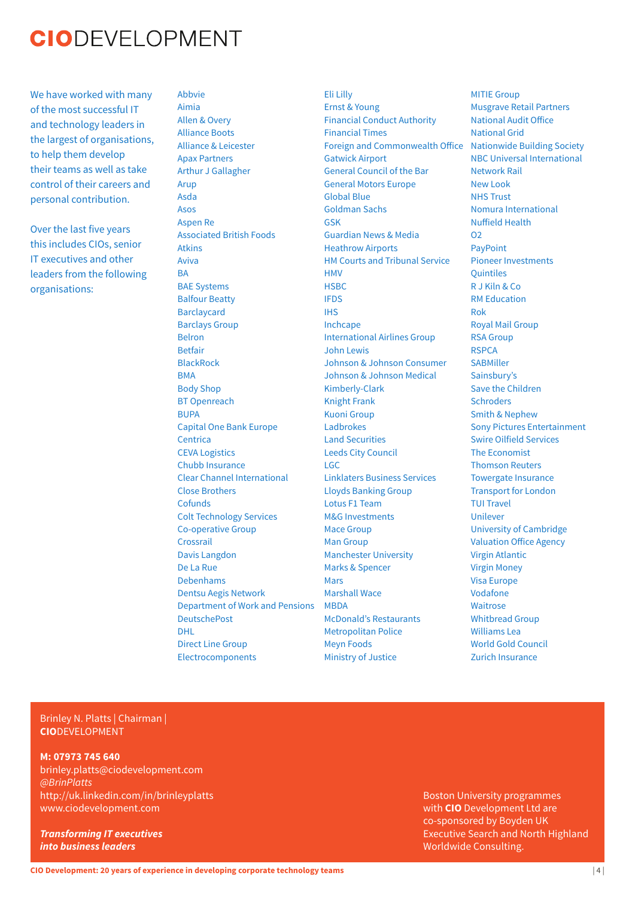# CIODEVELOPMENT

We have worked with many of the most successful IT and technology leaders in the largest of organisations, to help them develop their teams as well as take control of their careers and personal contribution.

Over the last five years this includes CIOs, senior IT executives and other leaders from the following organisations:

- Abbvie
- Aimia
- Allen & Overy
- Alliance Boots
- Alliance & Leicester
- Apax Partners
- Arthur J Gallagher
- Arup
- Asda
- Asos
- Aspen Re
- Associated British Foods
- Atkins
- Aviva
- BA
- BAE Systems
- Balfour Beatty
- Barclaycard
- Barclays Group
- Belron
- Betfair
- BlackRock
- BMA
- Body Shop
- BT Openreach
- BUPA
- Capital One Bank Europe
- Centrica
- CEVA Logistics
- Chubb Insurance
- Clear Channel International
- Close Brothers
- Cofunds
- Colt Technology Services
- Co-operative Group
- Crossrail
- Davis Langdon
- De La Rue
- Debenhams
- Dentsu Aegis Network
- Department of Work and Pensions
- DeutschePost
- DHL
- Direct Line Group
- Electrocomponents
- Eli Lilly
- Ernst & Young
- Financial Conduct Authority
- Financial Times
- Foreign and Commonwealth Office
- Gatwick Airport
- General Council of the Bar
- General Motors Europe
- Global Blue
- Goldman Sachs
- GSK
- Guardian News & Media
- Heathrow Airports
- HM Courts and Tribunal Service
- HMV
- HSBC
- IFDS
- IHS
- Inchcape
- International Airlines Group
- John Lewis
- Johnson & Johnson Consumer
- Johnson & Johnson Medical
- Kimberly-Clark
- Knight Frank
- Kuoni Group
- Ladbrokes
- Land Securities
- Leeds City Council
- LGC
- Linklaters Business Services
- Lloyds Banking Group
- Lotus F1 Team
- M&G Investments
- Mace Group
- Man Group
- Manchester University
- Marks & Spencer
- Mars
- Marshall Wace
- MBDA
- McDonald's Restaurants
- Metropolitan Police
- Meyn Foods
- Ministry of Justice
- MITIE Group
- Musgrave Retail Partners
- National Audit Office
- National Grid
- Nationwide Building Society
- NBC Universal International
- Network Rail
- New Look
- NHS Trust
- Nomura International
- Nuffield Health
- O2
- PayPoint
- Pioneer Investments
- Quintiles
- R J Kiln & Co
- RM Education
- Rok
- Royal Mail Group
- RSA Group
- RSPCA
- SABMiller
- Sainsbury's
- Save the Children
- Schroders
- Smith & Nephew
- Sony Pictures Entertainment
- Swire Oilfield Services
- The Economist
- Thomson Reuters
- Towergate Insurance
- Transport for London
- TUI Travel
- Unilever
- University of Cambridge
- Valuation Office Agency
- Virgin Atlantic
- Virgin Money
- Visa Europe
- Vodafone
- Waitrose
- Whitbread Group
- Williams Lea
- World Gold Council
- Zurich Insurance

Brinley N. Platts | Chairman | **CIO**DEVELOPMENT

**M: 07973 745 640**
brinley.platts@ciodevelopment.com
*@BrinPlatts*
http://uk.linkedin.com/in/brinleyplatts
www.ciodevelopment.com

***Transforming IT executives into business leaders***

Boston University programmes with **CIO** Development Ltd are co-sponsored by Boyden UK Executive Search and North Highland Worldwide Consulting.

**CIO Development: 20 years of experience in developing corporate technology teams**